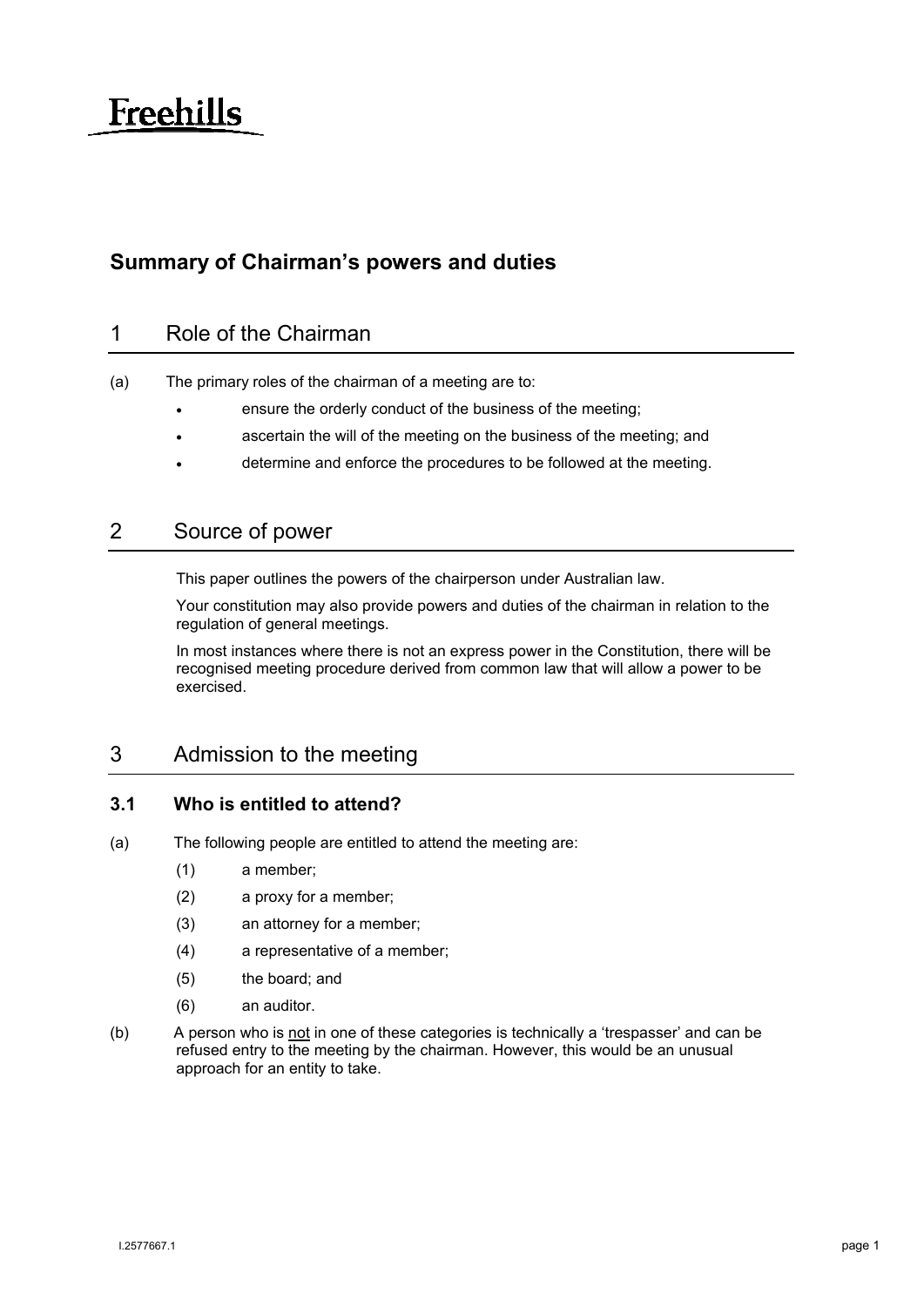Freehills

## Summary of Chairman's powers and duties

# 1 Role of the Chairman

(a) The primary roles of the chairman of a meeting are to:

- ensure the orderly conduct of the business of the meeting;
- ascertain the will of the meeting on the business of the meeting; and
- determine and enforce the procedures to be followed at the meeting.

# 2 Source of power

This paper outlines the powers of the chairperson under Australian law.

Your constitution may also provide powers and duties of the chairman in relation to the regulation of general meetings.

In most instances where there is not an express power in the Constitution, there will be recognised meeting procedure derived from common law that will allow a power to be exercised.

# 3 Admission to the meeting

## 3.1 Who is entitled to attend?

(a) The following people are entitled to attend the meeting are:

(1) a member;

(2) a proxy for a member;

(3) an attorney for a member;

(4) a representative of a member;

(5) the board; and

(6) an auditor.

(b) A person who is <u>not</u> in one of these categories is technically a 'trespasser' and can be refused entry to the meeting by the chairman. However, this would be an unusual approach for an entity to take.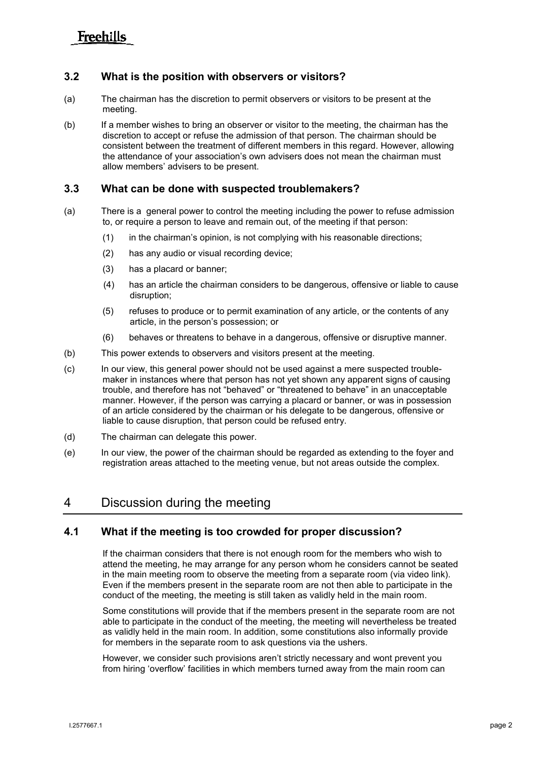### 3.2 What is the position with observers or visitors?

(a) The chairman has the discretion to permit observers or visitors to be present at the meeting.

(b) If a member wishes to bring an observer or visitor to the meeting, the chairman has the discretion to accept or refuse the admission of that person. The chairman should be consistent between the treatment of different members in this regard. However, allowing the attendance of your association's own advisers does not mean the chairman must allow members' advisers to be present.

### 3.3 What can be done with suspected troublemakers?

(a) There is a general power to control the meeting including the power to refuse admission to, or require a person to leave and remain out, of the meeting if that person:

  (1) in the chairman's opinion, is not complying with his reasonable directions;

  (2) has any audio or visual recording device;

  (3) has a placard or banner;

  (4) has an article the chairman considers to be dangerous, offensive or liable to cause disruption;

  (5) refuses to produce or to permit examination of any article, or the contents of any article, in the person's possession; or

  (6) behaves or threatens to behave in a dangerous, offensive or disruptive manner.

(b) This power extends to observers and visitors present at the meeting.

(c) In our view, this general power should not be used against a mere suspected trouble-maker in instances where that person has not yet shown any apparent signs of causing trouble, and therefore has not "behaved" or "threatened to behave" in an unacceptable manner. However, if the person was carrying a placard or banner, or was in possession of an article considered by the chairman or his delegate to be dangerous, offensive or liable to cause disruption, that person could be refused entry.

(d) The chairman can delegate this power.

(e) In our view, the power of the chairman should be regarded as extending to the foyer and registration areas attached to the meeting venue, but not areas outside the complex.

## 4 Discussion during the meeting

### 4.1 What if the meeting is too crowded for proper discussion?

If the chairman considers that there is not enough room for the members who wish to attend the meeting, he may arrange for any person whom he considers cannot be seated in the main meeting room to observe the meeting from a separate room (via video link). Even if the members present in the separate room are not then able to participate in the conduct of the meeting, the meeting is still taken as validly held in the main room.

Some constitutions will provide that if the members present in the separate room are not able to participate in the conduct of the meeting, the meeting will nevertheless be treated as validly held in the main room. In addition, some constitutions also informally provide for members in the separate room to ask questions via the ushers.

However, we consider such provisions aren't strictly necessary and wont prevent you from hiring 'overflow' facilities in which members turned away from the main room can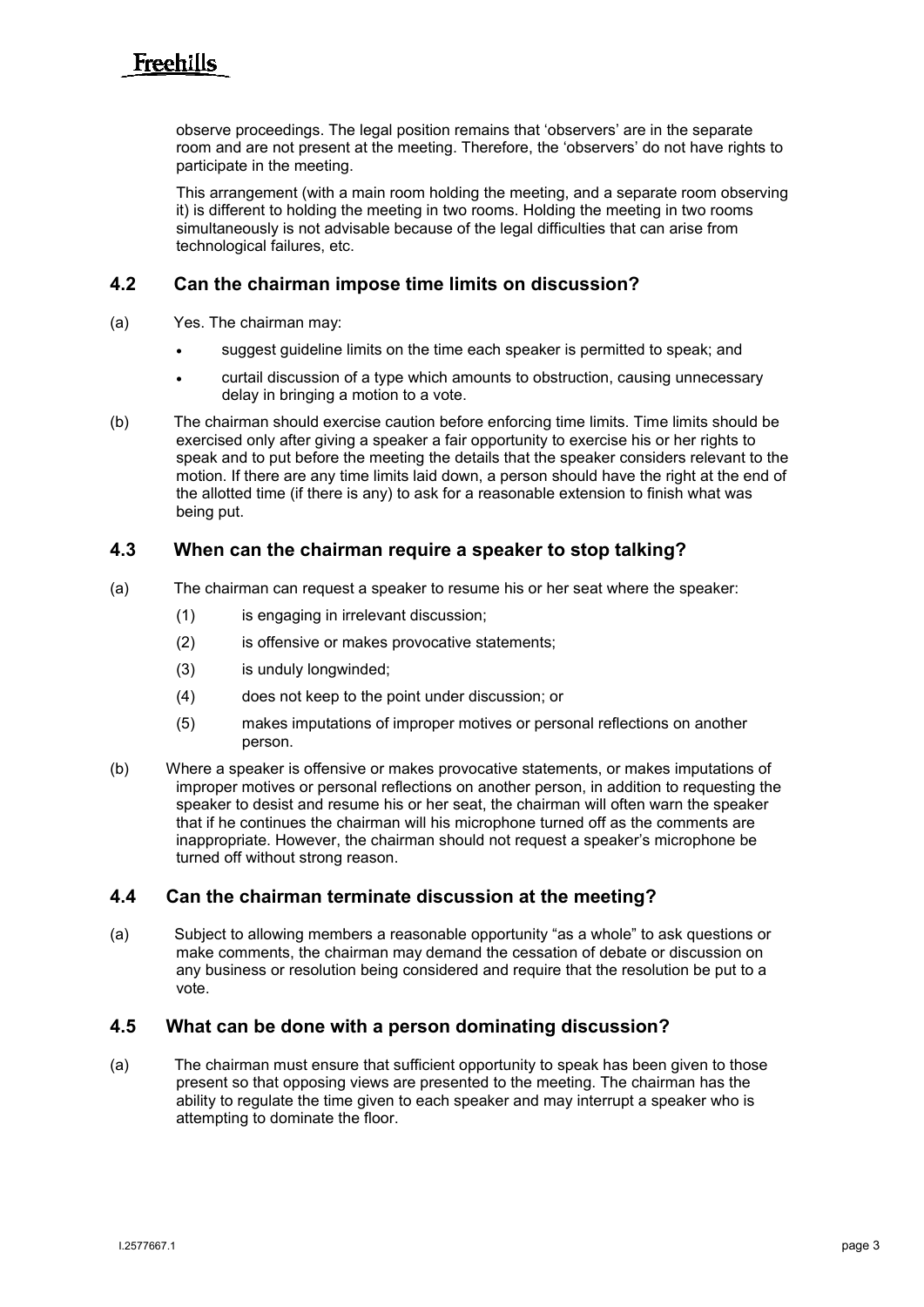observe proceedings. The legal position remains that 'observers' are in the separate room and are not present at the meeting. Therefore, the 'observers' do not have rights to participate in the meeting.

This arrangement (with a main room holding the meeting, and a separate room observing it) is different to holding the meeting in two rooms. Holding the meeting in two rooms simultaneously is not advisable because of the legal difficulties that can arise from technological failures, etc.

## 4.2 Can the chairman impose time limits on discussion?

(a) Yes. The chairman may:

- suggest guideline limits on the time each speaker is permitted to speak; and
- curtail discussion of a type which amounts to obstruction, causing unnecessary delay in bringing a motion to a vote.

(b) The chairman should exercise caution before enforcing time limits. Time limits should be exercised only after giving a speaker a fair opportunity to exercise his or her rights to speak and to put before the meeting the details that the speaker considers relevant to the motion. If there are any time limits laid down, a person should have the right at the end of the allotted time (if there is any) to ask for a reasonable extension to finish what was being put.

## 4.3 When can the chairman require a speaker to stop talking?

(a) The chairman can request a speaker to resume his or her seat where the speaker:

(1) is engaging in irrelevant discussion;

(2) is offensive or makes provocative statements;

(3) is unduly longwinded;

(4) does not keep to the point under discussion; or

(5) makes imputations of improper motives or personal reflections on another person.

(b) Where a speaker is offensive or makes provocative statements, or makes imputations of improper motives or personal reflections on another person, in addition to requesting the speaker to desist and resume his or her seat, the chairman will often warn the speaker that if he continues the chairman will his microphone turned off as the comments are inappropriate. However, the chairman should not request a speaker's microphone be turned off without strong reason.

## 4.4 Can the chairman terminate discussion at the meeting?

(a) Subject to allowing members a reasonable opportunity "as a whole" to ask questions or make comments, the chairman may demand the cessation of debate or discussion on any business or resolution being considered and require that the resolution be put to a vote.

## 4.5 What can be done with a person dominating discussion?

(a) The chairman must ensure that sufficient opportunity to speak has been given to those present so that opposing views are presented to the meeting. The chairman has the ability to regulate the time given to each speaker and may interrupt a speaker who is attempting to dominate the floor.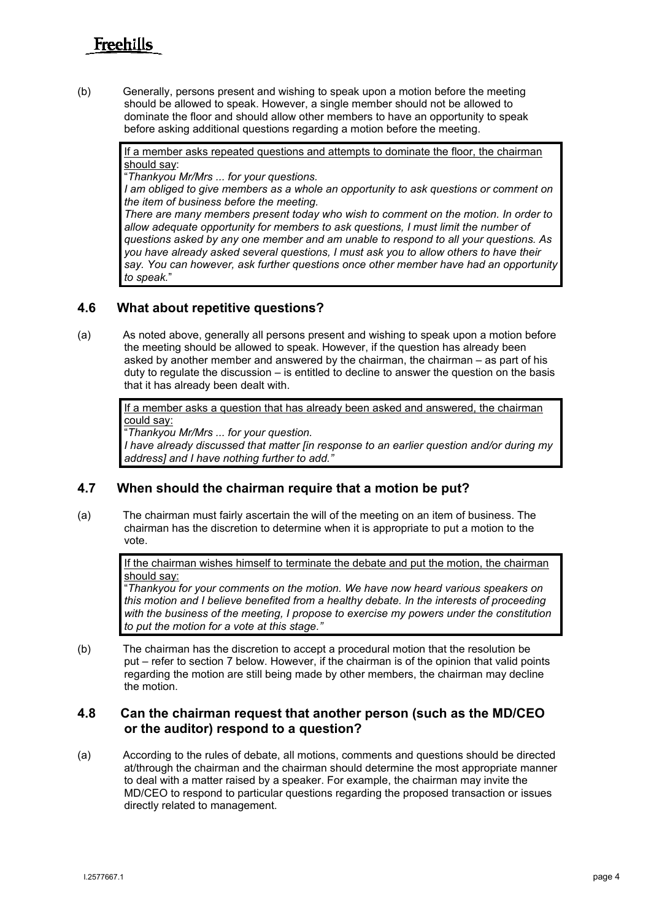(b) Generally, persons present and wishing to speak upon a motion before the meeting should be allowed to speak. However, a single member should not be allowed to dominate the floor and should allow other members to have an opportunity to speak before asking additional questions regarding a motion before the meeting.

> <u>If a member asks repeated questions and attempts to dominate the floor, the chairman should say</u>:
>
> "*Thankyou Mr/Mrs ... for your questions.*
>
> *I am obliged to give members as a whole an opportunity to ask questions or comment on the item of business before the meeting.*
>
> *There are many members present today who wish to comment on the motion. In order to allow adequate opportunity for members to ask questions, I must limit the number of questions asked by any one member and am unable to respond to all your questions. As you have already asked several questions, I must ask you to allow others to have their say. You can however, ask further questions once other member have had an opportunity to speak.*"

## 4.6 What about repetitive questions?

(a) As noted above, generally all persons present and wishing to speak upon a motion before the meeting should be allowed to speak. However, if the question has already been asked by another member and answered by the chairman, the chairman – as part of his duty to regulate the discussion – is entitled to decline to answer the question on the basis that it has already been dealt with.

> <u>If a member asks a question that has already been asked and answered, the chairman could say:</u>
>
> "*Thankyou Mr/Mrs ... for your question.*
>
> *I have already discussed that matter [in response to an earlier question and/or during my address] and I have nothing further to add."*

## 4.7 When should the chairman require that a motion be put?

(a) The chairman must fairly ascertain the will of the meeting on an item of business. The chairman has the discretion to determine when it is appropriate to put a motion to the vote.

> <u>If the chairman wishes himself to terminate the debate and put the motion, the chairman should say:</u>
>
> "*Thankyou for your comments on the motion. We have now heard various speakers on this motion and I believe benefited from a healthy debate. In the interests of proceeding with the business of the meeting, I propose to exercise my powers under the constitution to put the motion for a vote at this stage."*

(b) The chairman has the discretion to accept a procedural motion that the resolution be put – refer to section 7 below. However, if the chairman is of the opinion that valid points regarding the motion are still being made by other members, the chairman may decline the motion.

## 4.8 Can the chairman request that another person (such as the MD/CEO or the auditor) respond to a question?

(a) According to the rules of debate, all motions, comments and questions should be directed at/through the chairman and the chairman should determine the most appropriate manner to deal with a matter raised by a speaker. For example, the chairman may invite the MD/CEO to respond to particular questions regarding the proposed transaction or issues directly related to management.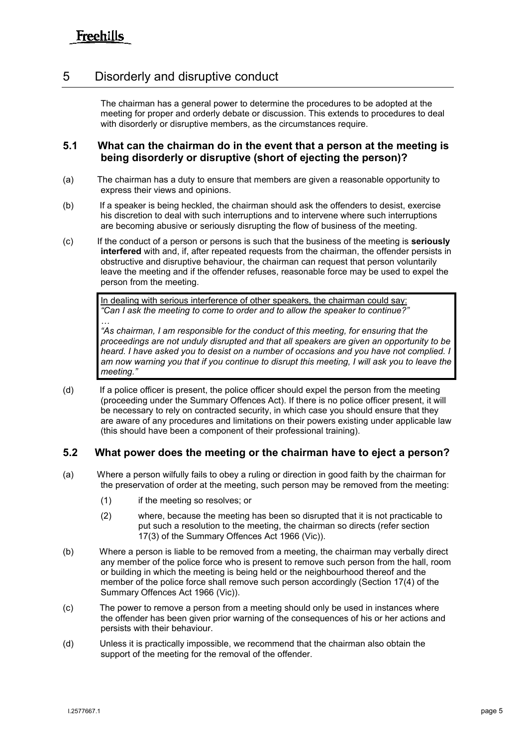## 5 Disorderly and disruptive conduct

The chairman has a general power to determine the procedures to be adopted at the meeting for proper and orderly debate or discussion. This extends to procedures to deal with disorderly or disruptive members, as the circumstances require.

### 5.1 What can the chairman do in the event that a person at the meeting is being disorderly or disruptive (short of ejecting the person)?

(a) The chairman has a duty to ensure that members are given a reasonable opportunity to express their views and opinions.

(b) If a speaker is being heckled, the chairman should ask the offenders to desist, exercise his discretion to deal with such interruptions and to intervene where such interruptions are becoming abusive or seriously disrupting the flow of business of the meeting.

(c) If the conduct of a person or persons is such that the business of the meeting is **seriously interfered** with and, if, after repeated requests from the chairman, the offender persists in obstructive and disruptive behaviour, the chairman can request that person voluntarily leave the meeting and if the offender refuses, reasonable force may be used to expel the person from the meeting.

> In dealing with serious interference of other speakers, the chairman could say:
> *"Can I ask the meeting to come to order and to allow the speaker to continue?"*
> …
> *"As chairman, I am responsible for the conduct of this meeting, for ensuring that the proceedings are not unduly disrupted and that all speakers are given an opportunity to be heard. I have asked you to desist on a number of occasions and you have not complied. I am now warning you that if you continue to disrupt this meeting, I will ask you to leave the meeting."*

(d) If a police officer is present, the police officer should expel the person from the meeting (proceeding under the Summary Offences Act). If there is no police officer present, it will be necessary to rely on contracted security, in which case you should ensure that they are aware of any procedures and limitations on their powers existing under applicable law (this should have been a component of their professional training).

### 5.2 What power does the meeting or the chairman have to eject a person?

(a) Where a person wilfully fails to obey a ruling or direction in good faith by the chairman for the preservation of order at the meeting, such person may be removed from the meeting:

(1) if the meeting so resolves; or

(2) where, because the meeting has been so disrupted that it is not practicable to put such a resolution to the meeting, the chairman so directs (refer section 17(3) of the Summary Offences Act 1966 (Vic)).

(b) Where a person is liable to be removed from a meeting, the chairman may verbally direct any member of the police force who is present to remove such person from the hall, room or building in which the meeting is being held or the neighbourhood thereof and the member of the police force shall remove such person accordingly (Section 17(4) of the Summary Offences Act 1966 (Vic)).

(c) The power to remove a person from a meeting should only be used in instances where the offender has been given prior warning of the consequences of his or her actions and persists with their behaviour.

(d) Unless it is practically impossible, we recommend that the chairman also obtain the support of the meeting for the removal of the offender.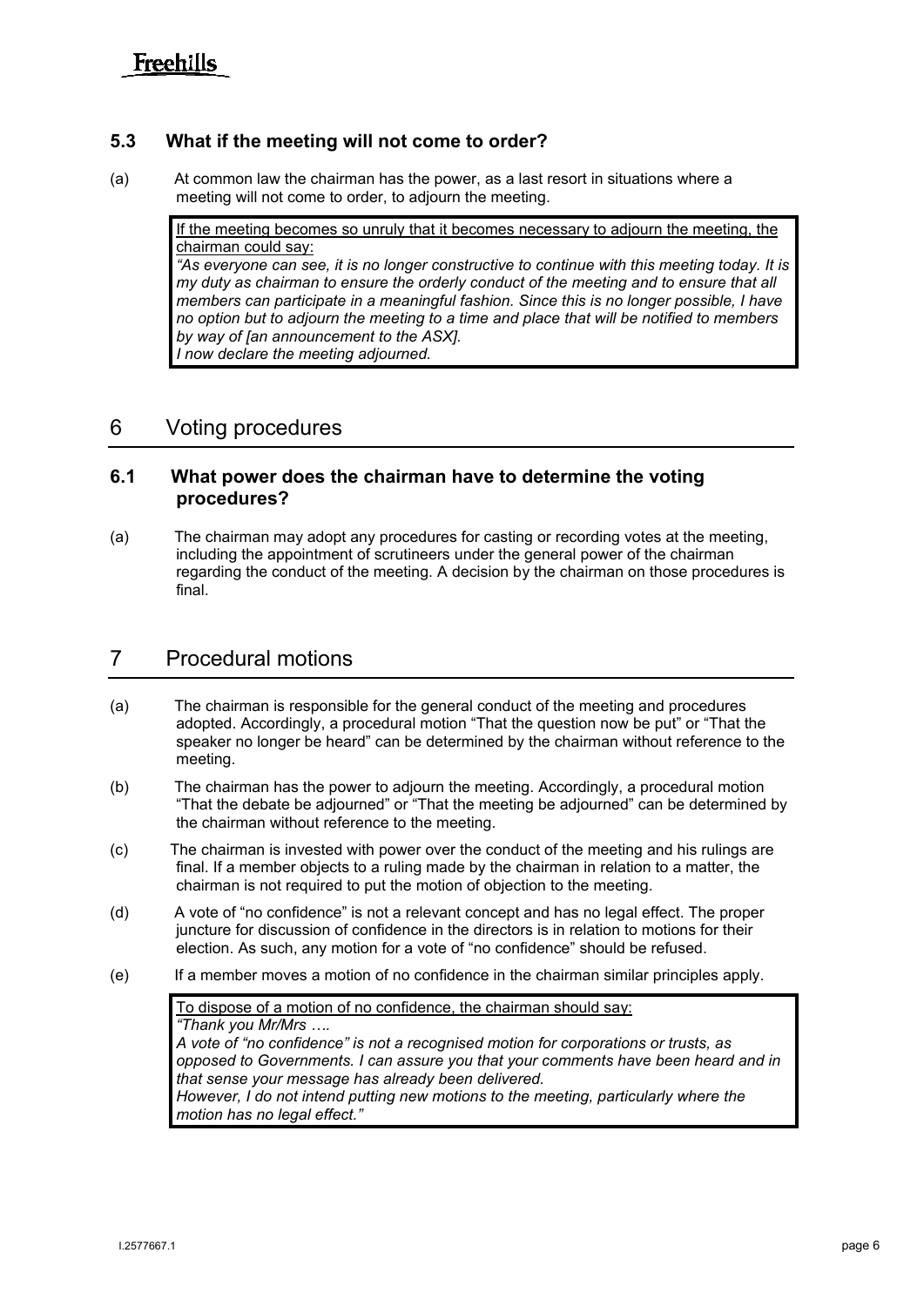### 5.3 What if the meeting will not come to order?

(a) At common law the chairman has the power, as a last resort in situations where a meeting will not come to order, to adjourn the meeting.

> <u>If the meeting becomes so unruly that it becomes necessary to adjourn the meeting, the chairman could say:</u>
> *"As everyone can see, it is no longer constructive to continue with this meeting today. It is my duty as chairman to ensure the orderly conduct of the meeting and to ensure that all members can participate in a meaningful fashion. Since this is no longer possible, I have no option but to adjourn the meeting to a time and place that will be notified to members by way of [an announcement to the ASX].*
> *I now declare the meeting adjourned.*

## 6 Voting procedures

### 6.1 What power does the chairman have to determine the voting procedures?

(a) The chairman may adopt any procedures for casting or recording votes at the meeting, including the appointment of scrutineers under the general power of the chairman regarding the conduct of the meeting. A decision by the chairman on those procedures is final.

## 7 Procedural motions

(a) The chairman is responsible for the general conduct of the meeting and procedures adopted. Accordingly, a procedural motion "That the question now be put" or "That the speaker no longer be heard" can be determined by the chairman without reference to the meeting.

(b) The chairman has the power to adjourn the meeting. Accordingly, a procedural motion "That the debate be adjourned" or "That the meeting be adjourned" can be determined by the chairman without reference to the meeting.

(c) The chairman is invested with power over the conduct of the meeting and his rulings are final. If a member objects to a ruling made by the chairman in relation to a matter, the chairman is not required to put the motion of objection to the meeting.

(d) A vote of "no confidence" is not a relevant concept and has no legal effect. The proper juncture for discussion of confidence in the directors is in relation to motions for their election. As such, any motion for a vote of "no confidence" should be refused.

(e) If a member moves a motion of no confidence in the chairman similar principles apply.

> <u>To dispose of a motion of no confidence, the chairman should say:</u>
> *"Thank you Mr/Mrs ….*
> *A vote of "no confidence" is not a recognised motion for corporations or trusts, as opposed to Governments. I can assure you that your comments have been heard and in that sense your message has already been delivered.*
> *However, I do not intend putting new motions to the meeting, particularly where the motion has no legal effect."*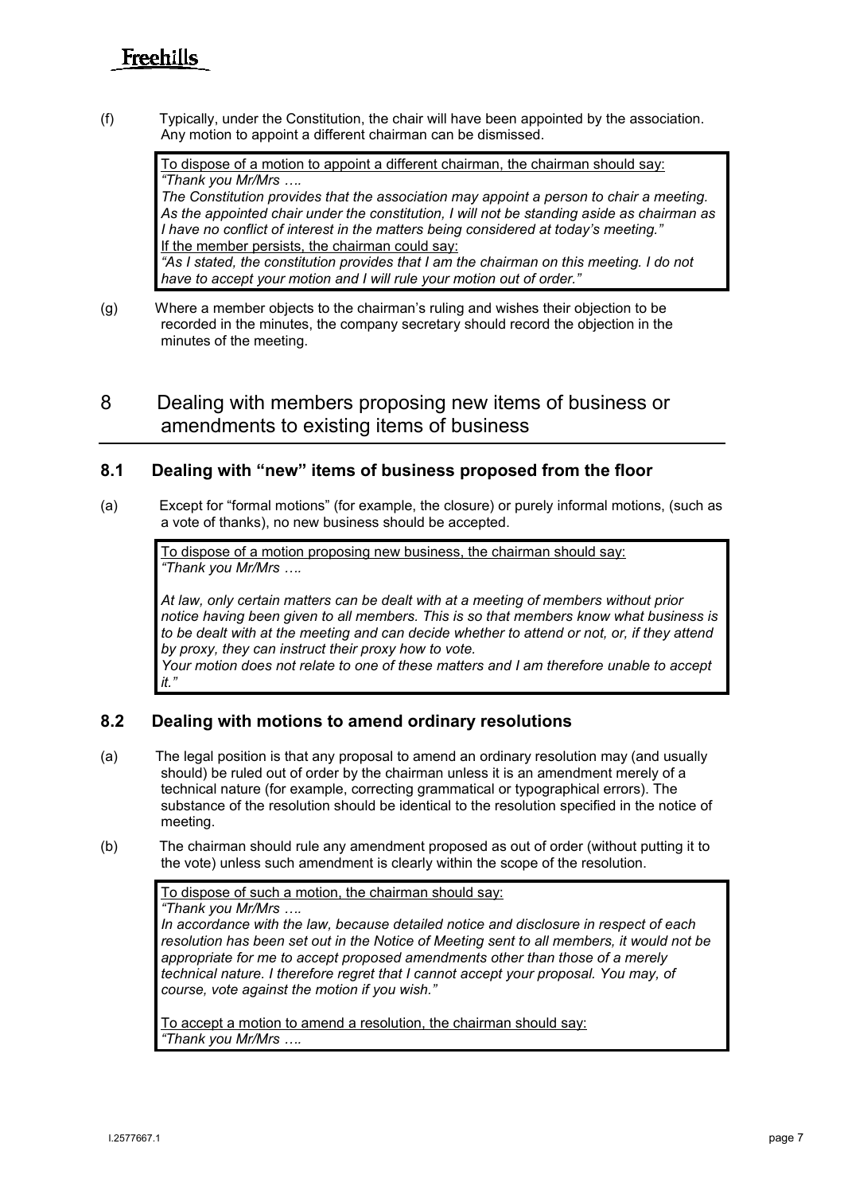(f) Typically, under the Constitution, the chair will have been appointed by the association. Any motion to appoint a different chairman can be dismissed.

> To dispose of a motion to appoint a different chairman, the chairman should say:
> *"Thank you Mr/Mrs ….*
> *The Constitution provides that the association may appoint a person to chair a meeting. As the appointed chair under the constitution, I will not be standing aside as chairman as I have no conflict of interest in the matters being considered at today's meeting."*
> If the member persists, the chairman could say:
> *"As I stated, the constitution provides that I am the chairman on this meeting. I do not have to accept your motion and I will rule your motion out of order."*

(g) Where a member objects to the chairman's ruling and wishes their objection to be recorded in the minutes, the company secretary should record the objection in the minutes of the meeting.

## 8 Dealing with members proposing new items of business or amendments to existing items of business

### 8.1 Dealing with "new" items of business proposed from the floor

(a) Except for "formal motions" (for example, the closure) or purely informal motions, (such as a vote of thanks), no new business should be accepted.

> To dispose of a motion proposing new business, the chairman should say:
> *"Thank you Mr/Mrs ….*
>
> *At law, only certain matters can be dealt with at a meeting of members without prior notice having been given to all members. This is so that members know what business is to be dealt with at the meeting and can decide whether to attend or not, or, if they attend by proxy, they can instruct their proxy how to vote.*
> *Your motion does not relate to one of these matters and I am therefore unable to accept it."*

### 8.2 Dealing with motions to amend ordinary resolutions

(a) The legal position is that any proposal to amend an ordinary resolution may (and usually should) be ruled out of order by the chairman unless it is an amendment merely of a technical nature (for example, correcting grammatical or typographical errors). The substance of the resolution should be identical to the resolution specified in the notice of meeting.

(b) The chairman should rule any amendment proposed as out of order (without putting it to the vote) unless such amendment is clearly within the scope of the resolution.

> To dispose of such a motion, the chairman should say:
> *"Thank you Mr/Mrs ….*
> *In accordance with the law, because detailed notice and disclosure in respect of each resolution has been set out in the Notice of Meeting sent to all members, it would not be appropriate for me to accept proposed amendments other than those of a merely technical nature. I therefore regret that I cannot accept your proposal. You may, of course, vote against the motion if you wish."*
>
> To accept a motion to amend a resolution, the chairman should say:
> *"Thank you Mr/Mrs ….*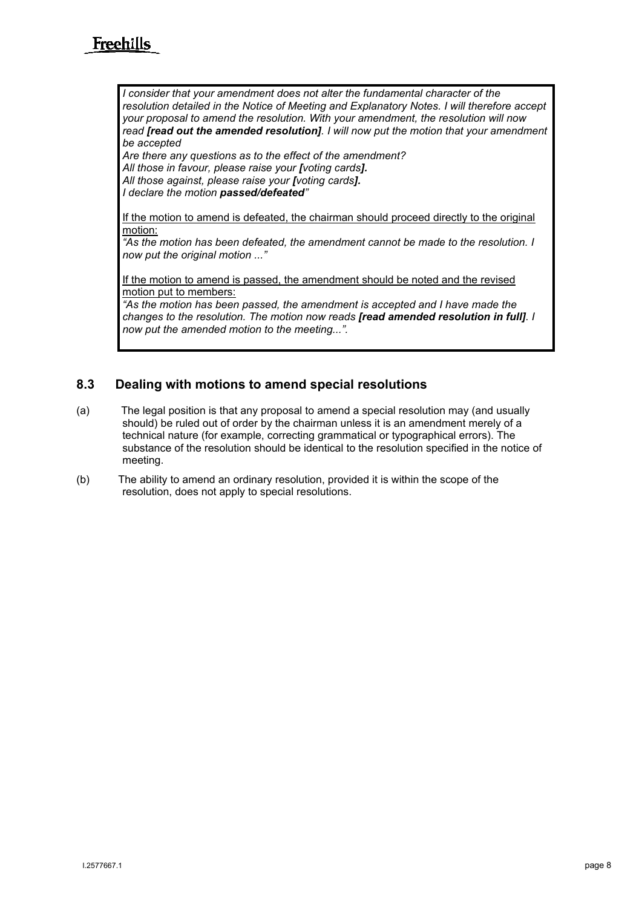*I consider that your amendment does not alter the fundamental character of the resolution detailed in the Notice of Meeting and Explanatory Notes. I will therefore accept your proposal to amend the resolution. With your amendment, the resolution will now read* ***[read out the amended resolution]****. I will now put the motion that your amendment be accepted*

*Are there any questions as to the effect of the amendment?*

*All those in favour, please raise your* ***[****voting cards****].***

*All those against, please raise your* ***[****voting cards****].***

*I declare the motion* ***passed/defeated****"*

<u>If the motion to amend is defeated, the chairman should proceed directly to the original motion:</u>

*"As the motion has been defeated, the amendment cannot be made to the resolution. I now put the original motion ..."*

<u>If the motion to amend is passed, the amendment should be noted and the revised motion put to members:</u>

*"As the motion has been passed, the amendment is accepted and I have made the changes to the resolution. The motion now reads* ***[read amended resolution in full]****. I now put the amended motion to the meeting...".*

## 8.3 Dealing with motions to amend special resolutions

(a) The legal position is that any proposal to amend a special resolution may (and usually should) be ruled out of order by the chairman unless it is an amendment merely of a technical nature (for example, correcting grammatical or typographical errors). The substance of the resolution should be identical to the resolution specified in the notice of meeting.

(b) The ability to amend an ordinary resolution, provided it is within the scope of the resolution, does not apply to special resolutions.